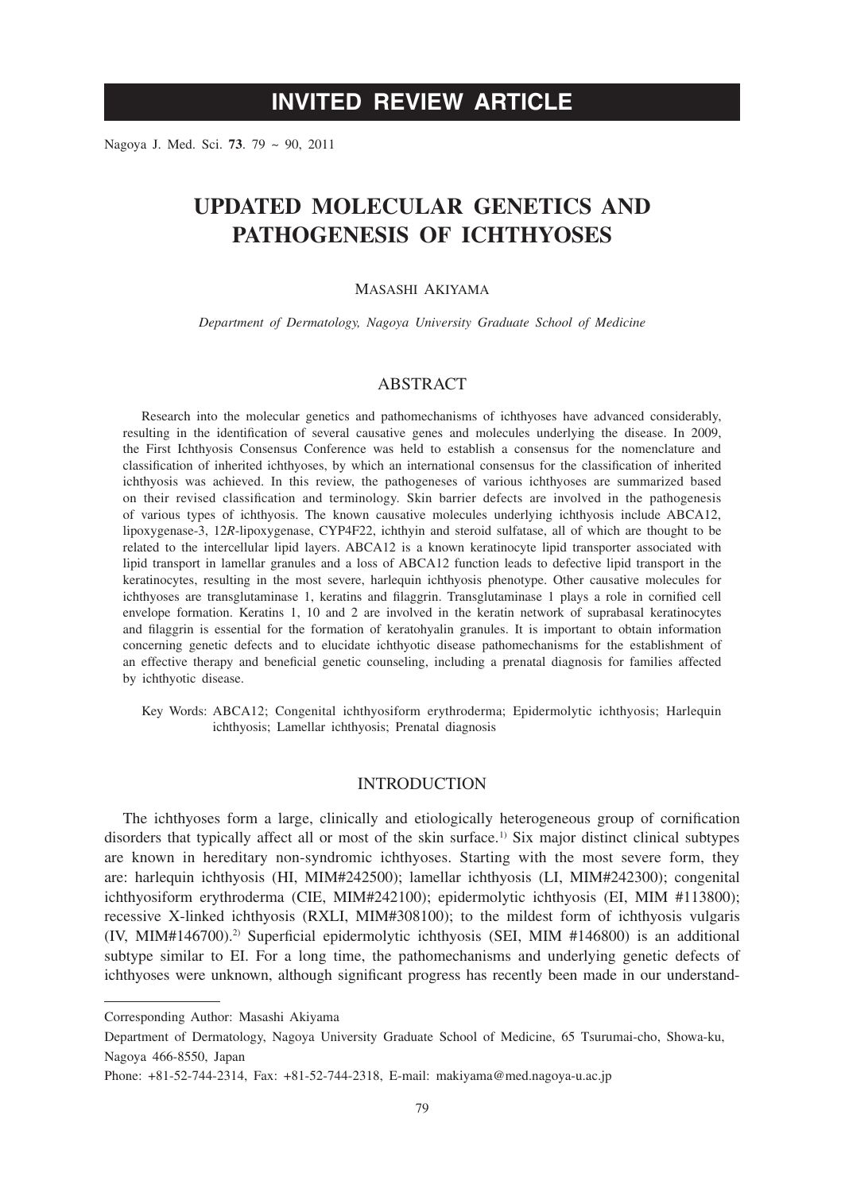INVITED REVIEW ARTICLE

# UPDATED MOLECULAR GENETICS AND PATHOGENESIS OF ICHTHYOSES

MASASHI AKIYAMA

*Department of Dermatology, Nagoya University Graduate School of Medicine*

## ABSTRACT

Research into the molecular genetics and pathomechanisms of ichthyoses have advanced considerably, resulting in the identification of several causative genes and molecules underlying the disease. In 2009, the First Ichthyosis Consensus Conference was held to establish a consensus for the nomenclature and classification of inherited ichthyoses, by which an international consensus for the classification of inherited ichthyosis was achieved. In this review, the pathogeneses of various ichthyoses are summarized based on their revised classification and terminology. Skin barrier defects are involved in the pathogenesis of various types of ichthyosis. The known causative molecules underlying ichthyosis include ABCA12, lipoxygenase-3, 12*R*-lipoxygenase, CYP4F22, ichthyin and steroid sulfatase, all of which are thought to be related to the intercellular lipid layers. ABCA12 is a known keratinocyte lipid transporter associated with lipid transport in lamellar granules and a loss of ABCA12 function leads to defective lipid transport in the keratinocytes, resulting in the most severe, harlequin ichthyosis phenotype. Other causative molecules for ichthyoses are transglutaminase 1, keratins and filaggrin. Transglutaminase 1 plays a role in cornified cell envelope formation. Keratins 1, 10 and 2 are involved in the keratin network of suprabasal keratinocytes and filaggrin is essential for the formation of keratohyalin granules. It is important to obtain information concerning genetic defects and to elucidate ichthyotic disease pathomechanisms for the establishment of an effective therapy and beneficial genetic counseling, including a prenatal diagnosis for families affected by ichthyotic disease.

Key Words: ABCA12; Congenital ichthyosiform erythroderma; Epidermolytic ichthyosis; Harlequin ichthyosis; Lamellar ichthyosis; Prenatal diagnosis

## INTRODUCTION

The ichthyoses form a large, clinically and etiologically heterogeneous group of cornification disorders that typically affect all or most of the skin surface.[1] Six major distinct clinical subtypes are known in hereditary non-syndromic ichthyoses. Starting with the most severe form, they are: harlequin ichthyosis (HI, MIM#242500); lamellar ichthyosis (LI, MIM#242300); congenital ichthyosiform erythroderma (CIE, MIM#242100); epidermolytic ichthyosis (EI, MIM #113800); recessive X-linked ichthyosis (RXLI, MIM#308100); to the mildest form of ichthyosis vulgaris (IV, MIM#146700).[2] Superficial epidermolytic ichthyosis (SEI, MIM #146800) is an additional subtype similar to EI. For a long time, the pathomechanisms and underlying genetic defects of ichthyoses were unknown, although significant progress has recently been made in our understand-

Corresponding Author: Masashi Akiyama

Department of Dermatology, Nagoya University Graduate School of Medicine, 65 Tsurumai-cho, Showa-ku, Nagoya 466-8550, Japan

Phone: +81-52-744-2314, Fax: +81-52-744-2318, E-mail: makiyama@med.nagoya-u.ac.jp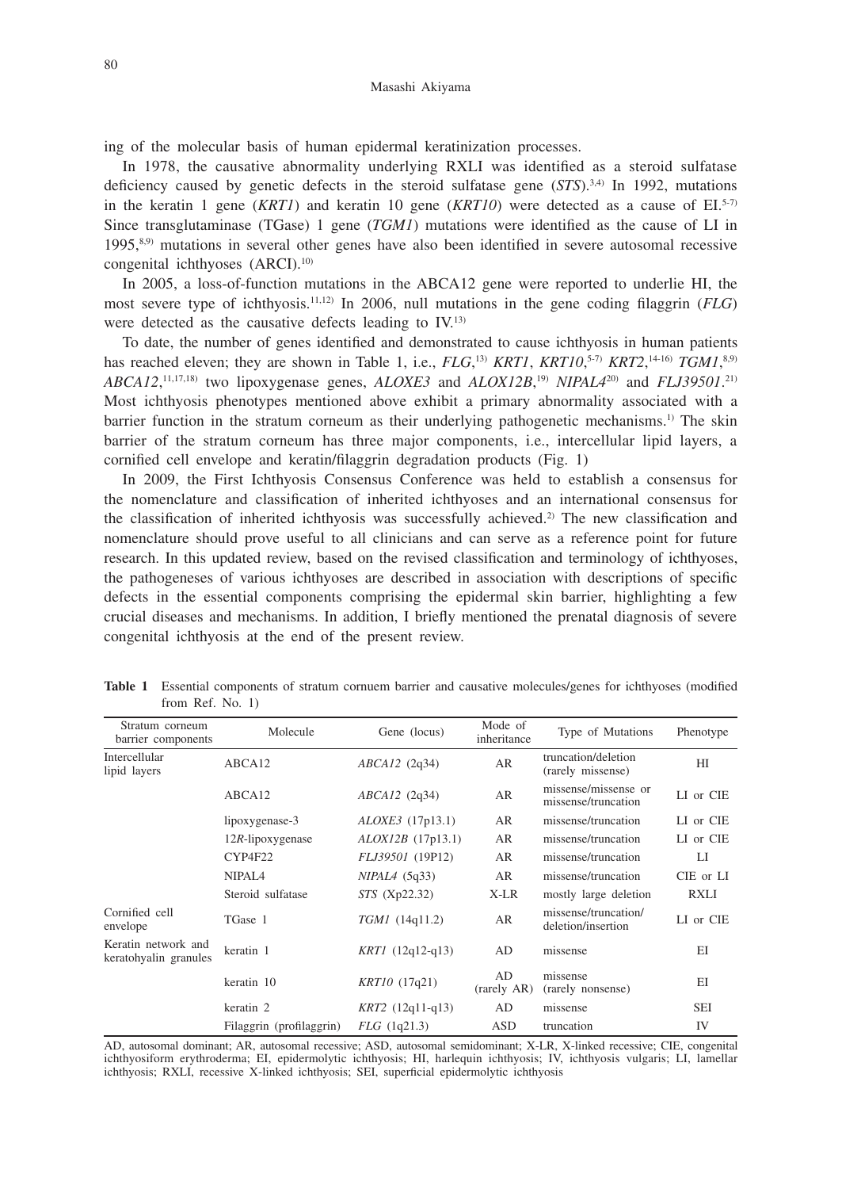ing of the molecular basis of human epidermal keratinization processes.

In 1978, the causative abnormality underlying RXLI was identified as a steroid sulfatase deficiency caused by genetic defects in the steroid sulfatase gene (*STS*).[3,4] In 1992, mutations in the keratin 1 gene (*KRT1*) and keratin 10 gene (*KRT10*) were detected as a cause of EI.[5-7] Since transglutaminase (TGase) 1 gene (*TGM1*) mutations were identified as the cause of LI in 1995,[8,9] mutations in several other genes have also been identified in severe autosomal recessive congenital ichthyoses (ARCI).[10]

In 2005, a loss-of-function mutations in the ABCA12 gene were reported to underlie HI, the most severe type of ichthyosis.[11,12] In 2006, null mutations in the gene coding filaggrin (*FLG*) were detected as the causative defects leading to IV.[13]

To date, the number of genes identified and demonstrated to cause ichthyosis in human patients has reached eleven; they are shown in Table 1, i.e., *FLG*,[13] *KRT1*, *KRT10*,[5-7] *KRT2*,[14-16] *TGM1*,[8,9] *ABCA12*,[11,17,18] two lipoxygenase genes, *ALOXE3* and *ALOX12B*,[19] *NIPAL4*[20] and *FLJ39501*.[21] Most ichthyosis phenotypes mentioned above exhibit a primary abnormality associated with a barrier function in the stratum corneum as their underlying pathogenetic mechanisms.[1] The skin barrier of the stratum corneum has three major components, i.e., intercellular lipid layers, a cornified cell envelope and keratin/filaggrin degradation products (Fig. 1)

In 2009, the First Ichthyosis Consensus Conference was held to establish a consensus for the nomenclature and classification of inherited ichthyoses and an international consensus for the classification of inherited ichthyosis was successfully achieved.[2] The new classification and nomenclature should prove useful to all clinicians and can serve as a reference point for future research. In this updated review, based on the revised classification and terminology of ichthyoses, the pathogeneses of various ichthyoses are described in association with descriptions of specific defects in the essential components comprising the epidermal skin barrier, highlighting a few crucial diseases and mechanisms. In addition, I briefly mentioned the prenatal diagnosis of severe congenital ichthyosis at the end of the present review.

**Table 1** Essential components of stratum cornuem barrier and causative molecules/genes for ichthyoses (modified from Ref. No. 1)

| Stratum corneum barrier components | Molecule | Gene (locus) | Mode of inheritance | Type of Mutations | Phenotype |
|---|---|---|---|---|---|
| Intercellular lipid layers | ABCA12 | *ABCA12* (2q34) | AR | truncation/deletion (rarely missense) | HI |
| | ABCA12 | *ABCA12* (2q34) | AR | missense/missense or missense/truncation | LI or CIE |
| | lipoxygenase-3 | *ALOXE3* (17p13.1) | AR | missense/truncation | LI or CIE |
| | 12*R*-lipoxygenase | *ALOX12B* (17p13.1) | AR | missense/truncation | LI or CIE |
| | CYP4F22 | *FLJ39501* (19P12) | AR | missense/truncation | LI |
| | NIPAL4 | *NIPAL4* (5q33) | AR | missense/truncation | CIE or LI |
| | Steroid sulfatase | *STS* (Xp22.32) | X-LR | mostly large deletion | RXLI |
| Cornified cell envelope | TGase 1 | *TGM1* (14q11.2) | AR | missense/truncation/ deletion/insertion | LI or CIE |
| Keratin network and keratohyalin granules | keratin 1 | *KRT1* (12q12-q13) | AD | missense | EI |
| | keratin 10 | *KRT10* (17q21) | AD (rarely AR) | missense (rarely nonsense) | EI |
| | keratin 2 | *KRT2* (12q11-q13) | AD | missense | SEI |
| | Filaggrin (profilaggrin) | *FLG* (1q21.3) | ASD | truncation | IV |

AD, autosomal dominant; AR, autosomal recessive; ASD, autosomal semidominant; X-LR, X-linked recessive; CIE, congenital ichthyosiform erythroderma; EI, epidermolytic ichthyosis; HI, harlequin ichthyosis; IV, ichthyosis vulgaris; LI, lamellar ichthyosis; RXLI, recessive X-linked ichthyosis; SEI, superficial epidermolytic ichthyosis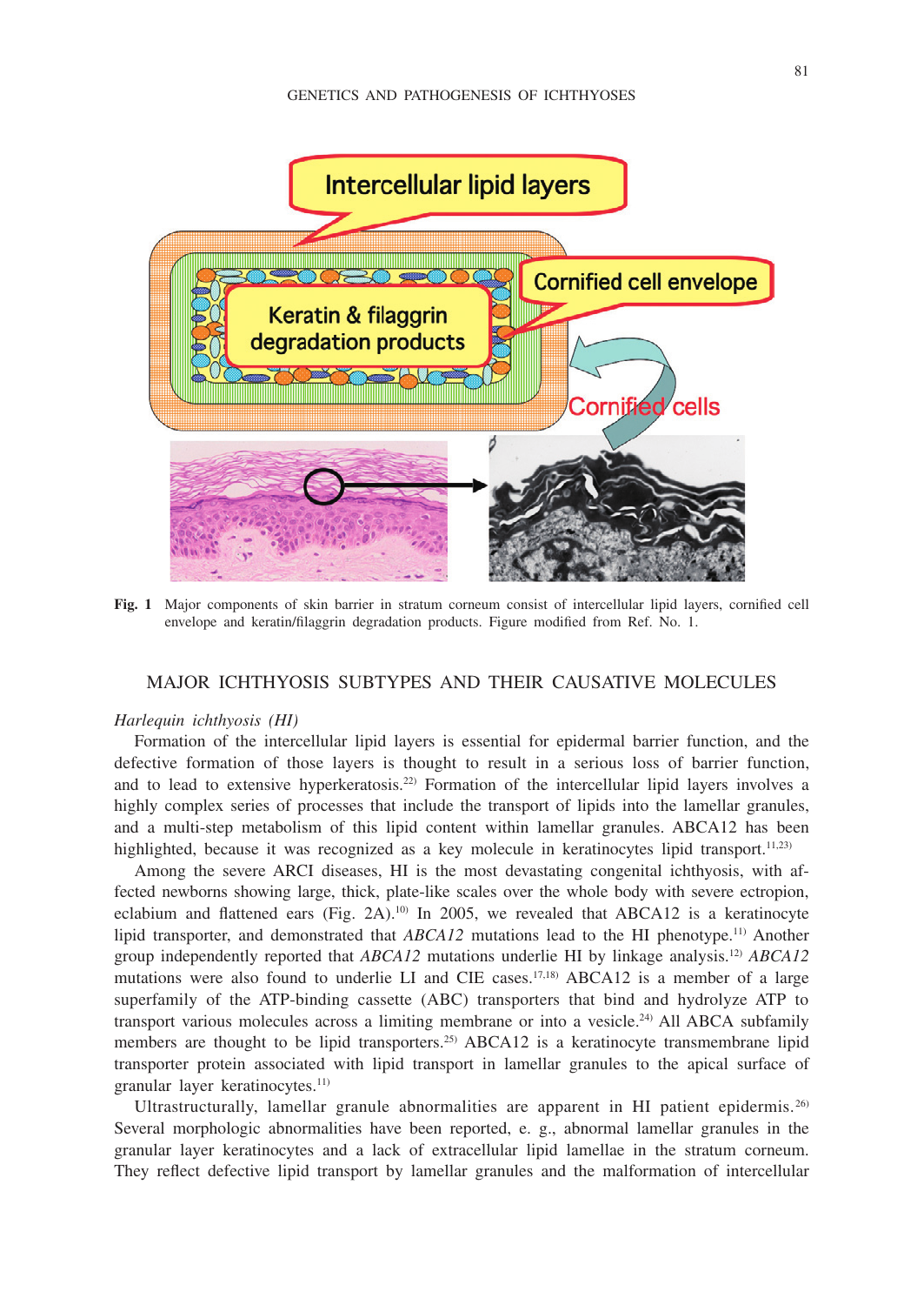**Fig. 1** Major components of skin barrier in stratum corneum consist of intercellular lipid layers, cornified cell envelope and keratin/filaggrin degradation products. Figure modified from Ref. No. 1.

## MAJOR ICHTHYOSIS SUBTYPES AND THEIR CAUSATIVE MOLECULES

### *Harlequin ichthyosis (HI)*

Formation of the intercellular lipid layers is essential for epidermal barrier function, and the defective formation of those layers is thought to result in a serious loss of barrier function, and to lead to extensive hyperkeratosis.[22] Formation of the intercellular lipid layers involves a highly complex series of processes that include the transport of lipids into the lamellar granules, and a multi-step metabolism of this lipid content within lamellar granules. ABCA12 has been highlighted, because it was recognized as a key molecule in keratinocytes lipid transport.[11,23]

Among the severe ARCI diseases, HI is the most devastating congenital ichthyosis, with affected newborns showing large, thick, plate-like scales over the whole body with severe ectropion, eclabium and flattened ears (Fig. 2A).[10] In 2005, we revealed that ABCA12 is a keratinocyte lipid transporter, and demonstrated that *ABCA12* mutations lead to the HI phenotype.[11] Another group independently reported that *ABCA12* mutations underlie HI by linkage analysis.[12] *ABCA12* mutations were also found to underlie LI and CIE cases.[17,18] ABCA12 is a member of a large superfamily of the ATP-binding cassette (ABC) transporters that bind and hydrolyze ATP to transport various molecules across a limiting membrane or into a vesicle.[24] All ABCA subfamily members are thought to be lipid transporters.[25] ABCA12 is a keratinocyte transmembrane lipid transporter protein associated with lipid transport in lamellar granules to the apical surface of granular layer keratinocytes.[11]

Ultrastructurally, lamellar granule abnormalities are apparent in HI patient epidermis.[26] Several morphologic abnormalities have been reported, e. g., abnormal lamellar granules in the granular layer keratinocytes and a lack of extracellular lipid lamellae in the stratum corneum. They reflect defective lipid transport by lamellar granules and the malformation of intercellular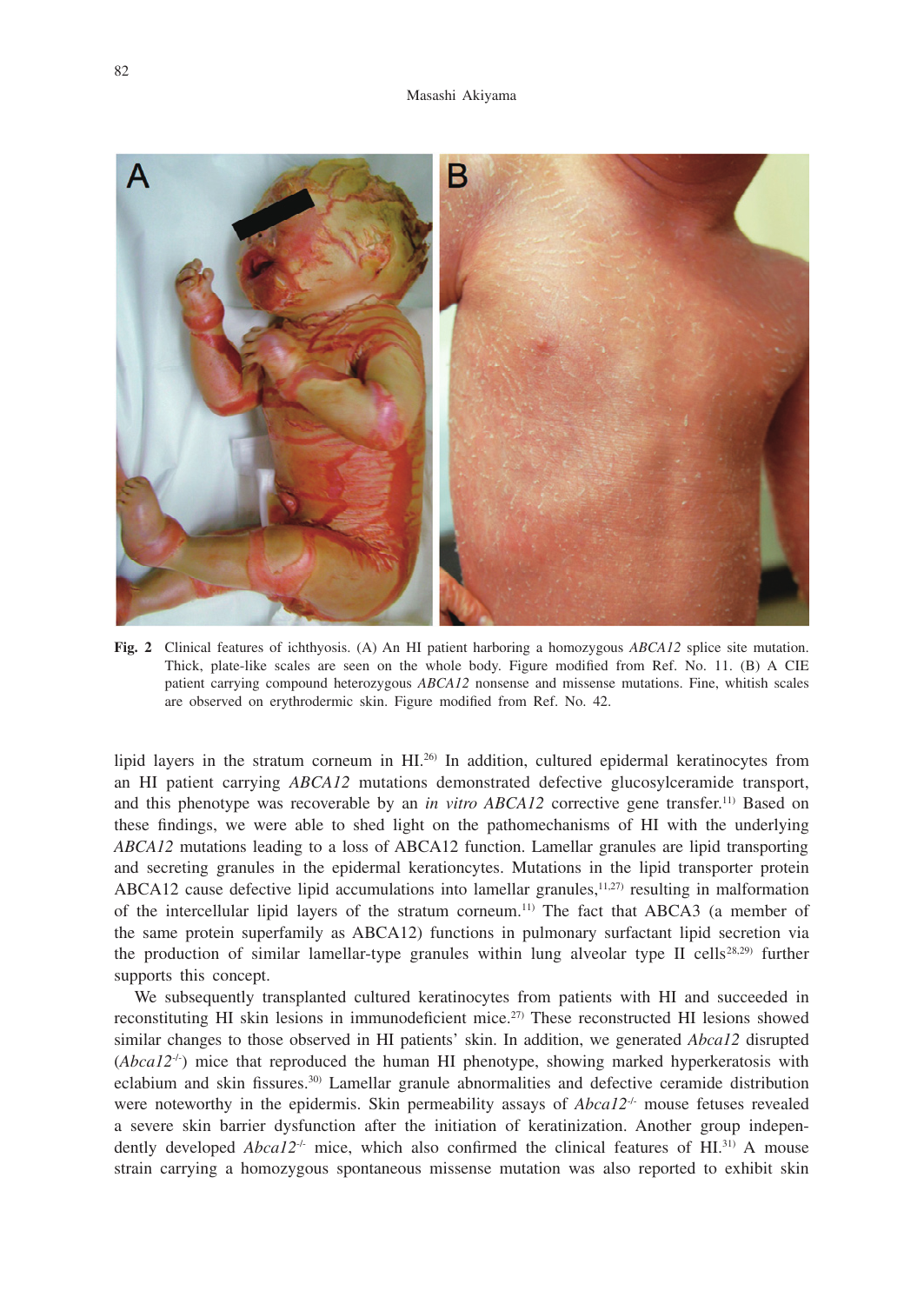**Fig. 2** Clinical features of ichthyosis. (A) An HI patient harboring a homozygous *ABCA12* splice site mutation. Thick, plate-like scales are seen on the whole body. Figure modified from Ref. No. 11. (B) A CIE patient carrying compound heterozygous *ABCA12* nonsense and missense mutations. Fine, whitish scales are observed on erythrodermic skin. Figure modified from Ref. No. 42.

lipid layers in the stratum corneum in HI.[26] In addition, cultured epidermal keratinocytes from an HI patient carrying *ABCA12* mutations demonstrated defective glucosylceramide transport, and this phenotype was recoverable by an *in vitro ABCA12* corrective gene transfer.[11] Based on these findings, we were able to shed light on the pathomechanisms of HI with the underlying *ABCA12* mutations leading to a loss of ABCA12 function. Lamellar granules are lipid transporting and secreting granules in the epidermal keratiocytes. Mutations in the lipid transporter protein ABCA12 cause defective lipid accumulations into lamellar granules,[11,27] resulting in malformation of the intercellular lipid layers of the stratum corneum.[11] The fact that ABCA3 (a member of the same protein superfamily as ABCA12) functions in pulmonary surfactant lipid secretion via the production of similar lamellar-type granules within lung alveolar type II cells[28,29] further supports this concept.

We subsequently transplanted cultured keratinocytes from patients with HI and succeeded in reconstituting HI skin lesions in immunodeficient mice.[27] These reconstructed HI lesions showed similar changes to those observed in HI patients' skin. In addition, we generated *Abca12* disrupted (*Abca12*$^{-/-}$) mice that reproduced the human HI phenotype, showing marked hyperkeratosis with eclabium and skin fissures.[30] Lamellar granule abnormalities and defective ceramide distribution were noteworthy in the epidermis. Skin permeability assays of *Abca12*$^{-/-}$ mouse fetuses revealed a severe skin barrier dysfunction after the initiation of keratinization. Another group independently developed *Abca12*$^{-/-}$ mice, which also confirmed the clinical features of HI.[31] A mouse strain carrying a homozygous spontaneous missense mutation was also reported to exhibit skin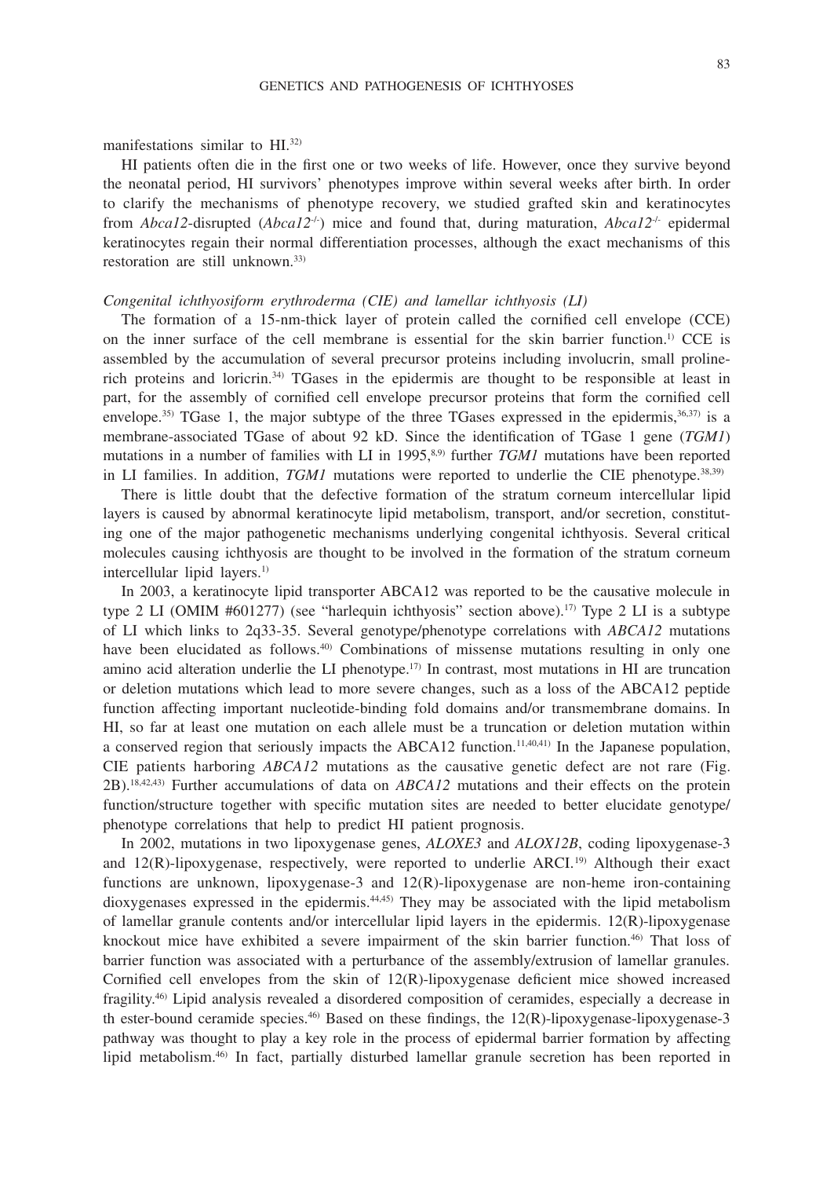manifestations similar to HI.[32]

HI patients often die in the first one or two weeks of life. However, once they survive beyond the neonatal period, HI survivors' phenotypes improve within several weeks after birth. In order to clarify the mechanisms of phenotype recovery, we studied grafted skin and keratinocytes from *Abca12*-disrupted (*Abca12*$^{-/-}$) mice and found that, during maturation, *Abca12*$^{-/-}$ epidermal keratinocytes regain their normal differentiation processes, although the exact mechanisms of this restoration are still unknown.[33]

### *Congenital ichthyosiform erythroderma (CIE) and lamellar ichthyosis (LI)*

The formation of a 15-nm-thick layer of protein called the cornified cell envelope (CCE) on the inner surface of the cell membrane is essential for the skin barrier function.[1] CCE is assembled by the accumulation of several precursor proteins including involucrin, small proline-rich proteins and loricrin.[34] TGases in the epidermis are thought to be responsible at least in part, for the assembly of cornified cell envelope precursor proteins that form the cornified cell envelope.[35] TGase 1, the major subtype of the three TGases expressed in the epidermis,[36,37] is a membrane-associated TGase of about 92 kD. Since the identification of TGase 1 gene (*TGM1*) mutations in a number of families with LI in 1995,[8,9] further *TGM1* mutations have been reported in LI families. In addition, *TGM1* mutations were reported to underlie the CIE phenotype.[38,39]

There is little doubt that the defective formation of the stratum corneum intercellular lipid layers is caused by abnormal keratinocyte lipid metabolism, transport, and/or secretion, constituting one of the major pathogenetic mechanisms underlying congenital ichthyosis. Several critical molecules causing ichthyosis are thought to be involved in the formation of the stratum corneum intercellular lipid layers.[1]

In 2003, a keratinocyte lipid transporter ABCA12 was reported to be the causative molecule in type 2 LI (OMIM #601277) (see "harlequin ichthyosis" section above).[17] Type 2 LI is a subtype of LI which links to 2q33-35. Several genotype/phenotype correlations with *ABCA12* mutations have been elucidated as follows.[40] Combinations of missense mutations resulting in only one amino acid alteration underlie the LI phenotype.[17] In contrast, most mutations in HI are truncation or deletion mutations which lead to more severe changes, such as a loss of the ABCA12 peptide function affecting important nucleotide-binding fold domains and/or transmembrane domains. In HI, so far at least one mutation on each allele must be a truncation or deletion mutation within a conserved region that seriously impacts the ABCA12 function.[11,40,41] In the Japanese population, CIE patients harboring *ABCA12* mutations as the causative genetic defect are not rare (Fig. 2B).[18,42,43] Further accumulations of data on *ABCA12* mutations and their effects on the protein function/structure together with specific mutation sites are needed to better elucidate genotype/phenotype correlations that help to predict HI patient prognosis.

In 2002, mutations in two lipoxygenase genes, *ALOXE3* and *ALOX12B*, coding lipoxygenase-3 and 12(R)-lipoxygenase, respectively, were reported to underlie ARCI.[19] Although their exact functions are unknown, lipoxygenase-3 and 12(R)-lipoxygenase are non-heme iron-containing dioxygenases expressed in the epidermis.[44,45] They may be associated with the lipid metabolism of lamellar granule contents and/or intercellular lipid layers in the epidermis. 12(R)-lipoxygenase knockout mice have exhibited a severe impairment of the skin barrier function.[46] That loss of barrier function was associated with a perturbance of the assembly/extrusion of lamellar granules. Cornified cell envelopes from the skin of 12(R)-lipoxygenase deficient mice showed increased fragility.[46] Lipid analysis revealed a disordered composition of ceramides, especially a decrease in th ester-bound ceramide species.[46] Based on these findings, the 12(R)-lipoxygenase-lipoxygenase-3 pathway was thought to play a key role in the process of epidermal barrier formation by affecting lipid metabolism.[46] In fact, partially disturbed lamellar granule secretion has been reported in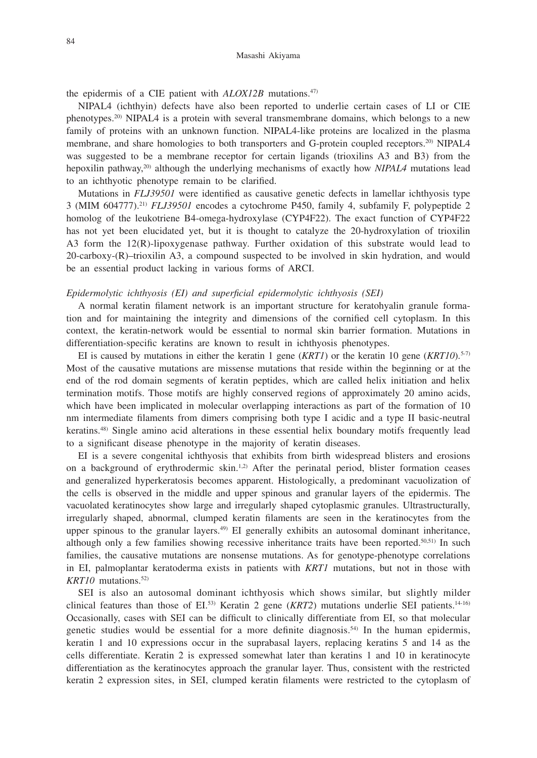the epidermis of a CIE patient with *ALOX12B* mutations.[47]

NIPAL4 (ichthyin) defects have also been reported to underlie certain cases of LI or CIE phenotypes.[20] NIPAL4 is a protein with several transmembrane domains, which belongs to a new family of proteins with an unknown function. NIPAL4-like proteins are localized in the plasma membrane, and share homologies to both transporters and G-protein coupled receptors.[20] NIPAL4 was suggested to be a membrane receptor for certain ligands (trioxilins A3 and B3) from the hepoxilin pathway,[20] although the underlying mechanisms of exactly how *NIPAL4* mutations lead to an ichthyotic phenotype remain to be clarified.

Mutations in *FLJ39501* were identified as causative genetic defects in lamellar ichthyosis type 3 (MIM 604777).[21] *FLJ39501* encodes a cytochrome P450, family 4, subfamily F, polypeptide 2 homolog of the leukotriene B4-omega-hydroxylase (CYP4F22). The exact function of CYP4F22 has not yet been elucidated yet, but it is thought to catalyze the 20-hydroxylation of trioxilin A3 form the 12(R)-lipoxygenase pathway. Further oxidation of this substrate would lead to 20-carboxy-(R)–trioxilin A3, a compound suspected to be involved in skin hydration, and would be an essential product lacking in various forms of ARCI.

*Epidermolytic ichthyosis (EI) and superficial epidermolytic ichthyosis (SEI)*

A normal keratin filament network is an important structure for keratohyalin granule formation and for maintaining the integrity and dimensions of the cornified cell cytoplasm. In this context, the keratin-network would be essential to normal skin barrier formation. Mutations in differentiation-specific keratins are known to result in ichthyosis phenotypes.

EI is caused by mutations in either the keratin 1 gene (*KRT1*) or the keratin 10 gene (*KRT10*).[5-7] Most of the causative mutations are missense mutations that reside within the beginning or at the end of the rod domain segments of keratin peptides, which are called helix initiation and helix termination motifs. Those motifs are highly conserved regions of approximately 20 amino acids, which have been implicated in molecular overlapping interactions as part of the formation of 10 nm intermediate filaments from dimers comprising both type I acidic and a type II basic-neutral keratins.[48] Single amino acid alterations in these essential helix boundary motifs frequently lead to a significant disease phenotype in the majority of keratin diseases.

EI is a severe congenital ichthyosis that exhibits from birth widespread blisters and erosions on a background of erythrodermic skin.[1,2] After the perinatal period, blister formation ceases and generalized hyperkeratosis becomes apparent. Histologically, a predominant vacuolization of the cells is observed in the middle and upper spinous and granular layers of the epidermis. The vacuolated keratinocytes show large and irregularly shaped cytoplasmic granules. Ultrastructurally, irregularly shaped, abnormal, clumped keratin filaments are seen in the keratinocytes from the upper spinous to the granular layers.[49] EI generally exhibits an autosomal dominant inheritance, although only a few families showing recessive inheritance traits have been reported.[50,51] In such families, the causative mutations are nonsense mutations. As for genotype-phenotype correlations in EI, palmoplantar keratoderma exists in patients with *KRT1* mutations, but not in those with *KRT10* mutations.[52]

SEI is also an autosomal dominant ichthyosis which shows similar, but slightly milder clinical features than those of EI.[53] Keratin 2 gene (*KRT2*) mutations underlie SEI patients.[14-16] Occasionally, cases with SEI can be difficult to clinically differentiate from EI, so that molecular genetic studies would be essential for a more definite diagnosis.[54] In the human epidermis, keratin 1 and 10 expressions occur in the suprabasal layers, replacing keratins 5 and 14 as the cells differentiate. Keratin 2 is expressed somewhat later than keratins 1 and 10 in keratinocyte differentiation as the keratinocytes approach the granular layer. Thus, consistent with the restricted keratin 2 expression sites, in SEI, clumped keratin filaments were restricted to the cytoplasm of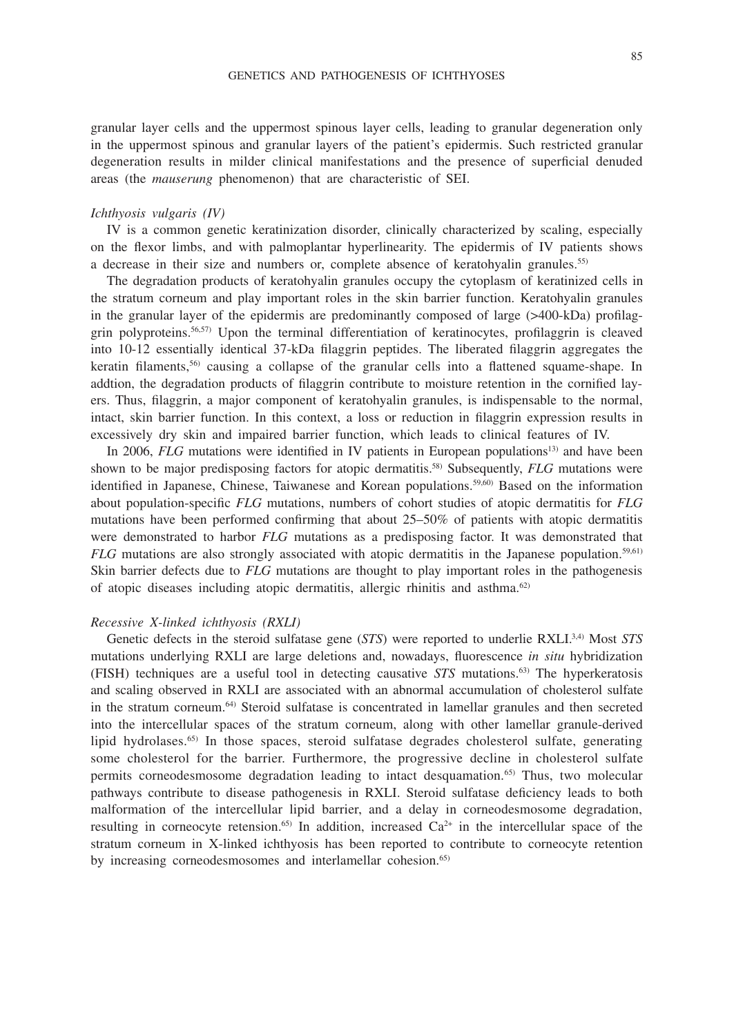granular layer cells and the uppermost spinous layer cells, leading to granular degeneration only in the uppermost spinous and granular layers of the patient's epidermis. Such restricted granular degeneration results in milder clinical manifestations and the presence of superficial denuded areas (the *mauserung* phenomenon) that are characteristic of SEI.

### *Ichthyosis vulgaris (IV)*

IV is a common genetic keratinization disorder, clinically characterized by scaling, especially on the flexor limbs, and with palmoplantar hyperlinearity. The epidermis of IV patients shows a decrease in their size and numbers or, complete absence of keratohyalin granules.[55]

The degradation products of keratohyalin granules occupy the cytoplasm of keratinized cells in the stratum corneum and play important roles in the skin barrier function. Keratohyalin granules in the granular layer of the epidermis are predominantly composed of large (>400-kDa) profilaggrin polyproteins.[56,57] Upon the terminal differentiation of keratinocytes, profilaggrin is cleaved into 10-12 essentially identical 37-kDa filaggrin peptides. The liberated filaggrin aggregates the keratin filaments,[56] causing a collapse of the granular cells into a flattened squame-shape. In addtion, the degradation products of filaggrin contribute to moisture retention in the cornified layers. Thus, filaggrin, a major component of keratohyalin granules, is indispensable to the normal, intact, skin barrier function. In this context, a loss or reduction in filaggrin expression results in excessively dry skin and impaired barrier function, which leads to clinical features of IV.

In 2006, *FLG* mutations were identified in IV patients in European populations[13] and have been shown to be major predisposing factors for atopic dermatitis.[58] Subsequently, *FLG* mutations were identified in Japanese, Chinese, Taiwanese and Korean populations.[59,60] Based on the information about population-specific *FLG* mutations, numbers of cohort studies of atopic dermatitis for *FLG* mutations have been performed confirming that about 25–50% of patients with atopic dermatitis were demonstrated to harbor *FLG* mutations as a predisposing factor. It was demonstrated that *FLG* mutations are also strongly associated with atopic dermatitis in the Japanese population.[59,61] Skin barrier defects due to *FLG* mutations are thought to play important roles in the pathogenesis of atopic diseases including atopic dermatitis, allergic rhinitis and asthma.[62]

### *Recessive X-linked ichthyosis (RXLI)*

Genetic defects in the steroid sulfatase gene (*STS*) were reported to underlie RXLI.[3,4] Most *STS* mutations underlying RXLI are large deletions and, nowadays, fluorescence *in situ* hybridization (FISH) techniques are a useful tool in detecting causative *STS* mutations.[63] The hyperkeratosis and scaling observed in RXLI are associated with an abnormal accumulation of cholesterol sulfate in the stratum corneum.[64] Steroid sulfatase is concentrated in lamellar granules and then secreted into the intercellular spaces of the stratum corneum, along with other lamellar granule-derived lipid hydrolases.[65] In those spaces, steroid sulfatase degrades cholesterol sulfate, generating some cholesterol for the barrier. Furthermore, the progressive decline in cholesterol sulfate permits corneodesmosome degradation leading to intact desquamation.[65] Thus, two molecular pathways contribute to disease pathogenesis in RXLI. Steroid sulfatase deficiency leads to both malformation of the intercellular lipid barrier, and a delay in corneodesmosome degradation, resulting in corneocyte retension.[65] In addition, increased $Ca^{2+}$ in the intercellular space of the stratum corneum in X-linked ichthyosis has been reported to contribute to corneocyte retention by increasing corneodesmosomes and interlamellar cohesion.[65]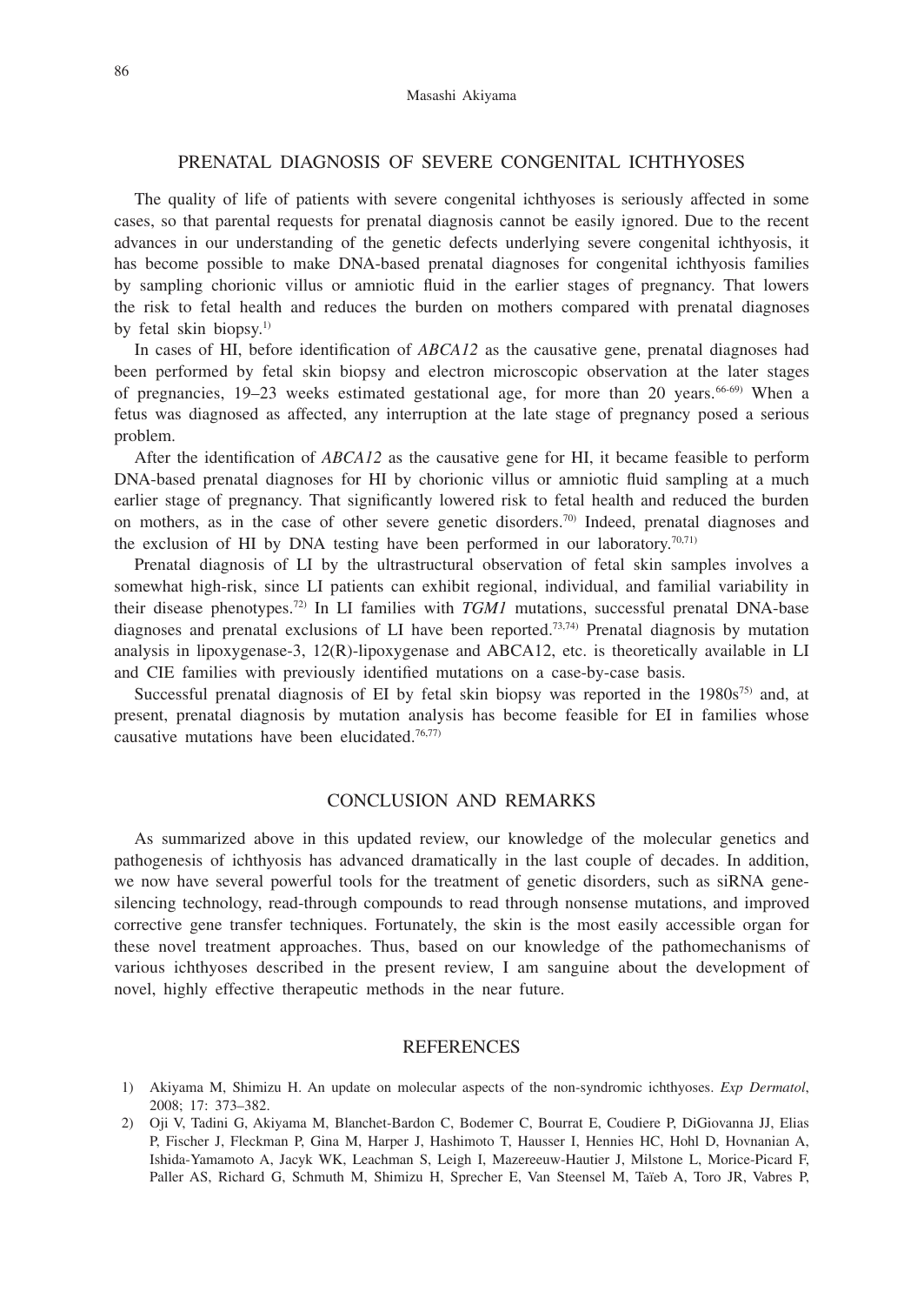## PRENATAL DIAGNOSIS OF SEVERE CONGENITAL ICHTHYOSES

The quality of life of patients with severe congenital ichthyoses is seriously affected in some cases, so that parental requests for prenatal diagnosis cannot be easily ignored. Due to the recent advances in our understanding of the genetic defects underlying severe congenital ichthyosis, it has become possible to make DNA-based prenatal diagnoses for congenital ichthyosis families by sampling chorionic villus or amniotic fluid in the earlier stages of pregnancy. That lowers the risk to fetal health and reduces the burden on mothers compared with prenatal diagnoses by fetal skin biopsy.[1]

In cases of HI, before identification of *ABCA12* as the causative gene, prenatal diagnoses had been performed by fetal skin biopsy and electron microscopic observation at the later stages of pregnancies, 19–23 weeks estimated gestational age, for more than 20 years.[66-69] When a fetus was diagnosed as affected, any interruption at the late stage of pregnancy posed a serious problem.

After the identification of *ABCA12* as the causative gene for HI, it became feasible to perform DNA-based prenatal diagnoses for HI by chorionic villus or amniotic fluid sampling at a much earlier stage of pregnancy. That significantly lowered risk to fetal health and reduced the burden on mothers, as in the case of other severe genetic disorders.[70] Indeed, prenatal diagnoses and the exclusion of HI by DNA testing have been performed in our laboratory.[70,71]

Prenatal diagnosis of LI by the ultrastructural observation of fetal skin samples involves a somewhat high-risk, since LI patients can exhibit regional, individual, and familial variability in their disease phenotypes.[72] In LI families with *TGM1* mutations, successful prenatal DNA-base diagnoses and prenatal exclusions of LI have been reported.[73,74] Prenatal diagnosis by mutation analysis in lipoxygenase-3, 12(R)-lipoxygenase and ABCA12, etc. is theoretically available in LI and CIE families with previously identified mutations on a case-by-case basis.

Successful prenatal diagnosis of EI by fetal skin biopsy was reported in the 1980s[75] and, at present, prenatal diagnosis by mutation analysis has become feasible for EI in families whose causative mutations have been elucidated.[76,77]

## CONCLUSION AND REMARKS

As summarized above in this updated review, our knowledge of the molecular genetics and pathogenesis of ichthyosis has advanced dramatically in the last couple of decades. In addition, we now have several powerful tools for the treatment of genetic disorders, such as siRNA gene-silencing technology, read-through compounds to read through nonsense mutations, and improved corrective gene transfer techniques. Fortunately, the skin is the most easily accessible organ for these novel treatment approaches. Thus, based on our knowledge of the pathomechanisms of various ichthyoses described in the present review, I am sanguine about the development of novel, highly effective therapeutic methods in the near future.

## REFERENCES

1) Akiyama M, Shimizu H. An update on molecular aspects of the non-syndromic ichthyoses. *Exp Dermatol*, 2008; 17: 373–382.
2) Oji V, Tadini G, Akiyama M, Blanchet-Bardon C, Bodemer C, Bourrat E, Coudiere P, DiGiovanna JJ, Elias P, Fischer J, Fleckman P, Gina M, Harper J, Hashimoto T, Hausser I, Hennies HC, Hohl D, Hovnanian A, Ishida-Yamamoto A, Jacyk WK, Leachman S, Leigh I, Mazereeuw-Hautier J, Milstone L, Morice-Picard F, Paller AS, Richard G, Schmuth M, Shimizu H, Sprecher E, Van Steensel M, Taïeb A, Toro JR, Vabres P,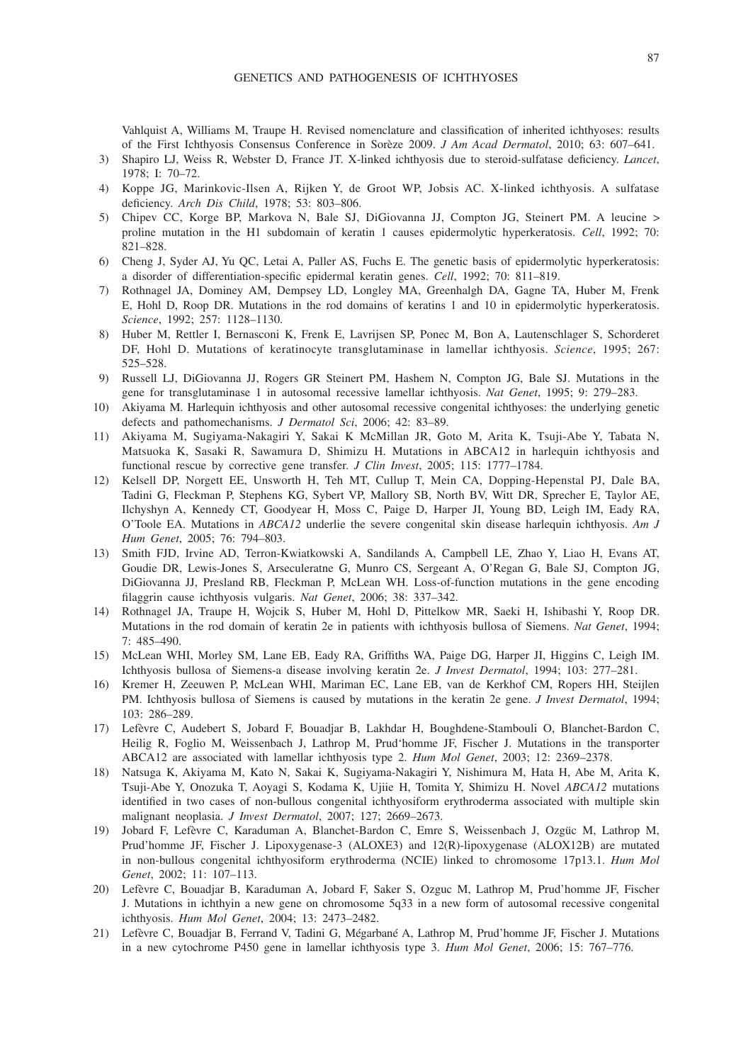Vahlquist A, Williams M, Traupe H. Revised nomenclature and classification of inherited ichthyoses: results of the First Ichthyosis Consensus Conference in Sorèze 2009. *J Am Acad Dermatol*, 2010; 63: 607–641.

3) Shapiro LJ, Weiss R, Webster D, France JT. X-linked ichthyosis due to steroid-sulfatase deficiency. *Lancet*, 1978; I: 70–72.
4) Koppe JG, Marinkovic-Ilsen A, Rijken Y, de Groot WP, Jobsis AC. X-linked ichthyosis. A sulfatase deficiency. *Arch Dis Child*, 1978; 53: 803–806.
5) Chipev CC, Korge BP, Markova N, Bale SJ, DiGiovanna JJ, Compton JG, Steinert PM. A leucine > proline mutation in the H1 subdomain of keratin 1 causes epidermolytic hyperkeratosis. *Cell*, 1992; 70: 821–828.
6) Cheng J, Syder AJ, Yu QC, Letai A, Paller AS, Fuchs E. The genetic basis of epidermolytic hyperkeratosis: a disorder of differentiation-specific epidermal keratin genes. *Cell*, 1992; 70: 811–819.
7) Rothnagel JA, Dominey AM, Dempsey LD, Longley MA, Greenhalgh DA, Gagne TA, Huber M, Frenk E, Hohl D, Roop DR. Mutations in the rod domains of keratins 1 and 10 in epidermolytic hyperkeratosis. *Science*, 1992; 257: 1128–1130.
8) Huber M, Rettler I, Bernasconi K, Frenk E, Lavrijsen SP, Ponec M, Bon A, Lautenschlager S, Schorderet DF, Hohl D. Mutations of keratinocyte transglutaminase in lamellar ichthyosis. *Science*, 1995; 267: 525–528.
9) Russell LJ, DiGiovanna JJ, Rogers GR Steinert PM, Hashem N, Compton JG, Bale SJ. Mutations in the gene for transglutaminase 1 in autosomal recessive lamellar ichthyosis. *Nat Genet*, 1995; 9: 279–283.
10) Akiyama M. Harlequin ichthyosis and other autosomal recessive congenital ichthyoses: the underlying genetic defects and pathomechanisms. *J Dermatol Sci*, 2006; 42: 83–89.
11) Akiyama M, Sugiyama-Nakagiri Y, Sakai K McMillan JR, Goto M, Arita K, Tsuji-Abe Y, Tabata N, Matsuoka K, Sasaki R, Sawamura D, Shimizu H. Mutations in ABCA12 in harlequin ichthyosis and functional rescue by corrective gene transfer. *J Clin Invest*, 2005; 115: 1777–1784.
12) Kelsell DP, Norgett EE, Unsworth H, Teh MT, Cullup T, Mein CA, Dopping-Hepenstal PJ, Dale BA, Tadini G, Fleckman P, Stephens KG, Sybert VP, Mallory SB, North BV, Witt DR, Sprecher E, Taylor AE, Ilchyshyn A, Kennedy CT, Goodyear H, Moss C, Paige D, Harper JI, Young BD, Leigh IM, Eady RA, O'Toole EA. Mutations in *ABCA12* underlie the severe congenital skin disease harlequin ichthyosis. *Am J Hum Genet*, 2005; 76: 794–803.
13) Smith FJD, Irvine AD, Terron-Kwiatkowski A, Sandilands A, Campbell LE, Zhao Y, Liao H, Evans AT, Goudie DR, Lewis-Jones S, Arseculeratne G, Munro CS, Sergeant A, O'Regan G, Bale SJ, Compton JG, DiGiovanna JJ, Presland RB, Fleckman P, McLean WH. Loss-of-function mutations in the gene encoding filaggrin cause ichthyosis vulgaris. *Nat Genet*, 2006; 38: 337–342.
14) Rothnagel JA, Traupe H, Wojcik S, Huber M, Hohl D, Pittelkow MR, Saeki H, Ishibashi Y, Roop DR. Mutations in the rod domain of keratin 2e in patients with ichthyosis bullosa of Siemens. *Nat Genet*, 1994; 7: 485–490.
15) McLean WHI, Morley SM, Lane EB, Eady RA, Griffiths WA, Paige DG, Harper JI, Higgins C, Leigh IM. Ichthyosis bullosa of Siemens-a disease involving keratin 2e. *J Invest Dermatol*, 1994; 103: 277–281.
16) Kremer H, Zeeuwen P, McLean WHI, Mariman EC, Lane EB, van de Kerkhof CM, Ropers HH, Steijlen PM. Ichthyosis bullosa of Siemens is caused by mutations in the keratin 2e gene. *J Invest Dermatol*, 1994; 103: 286–289.
17) Lefèvre C, Audebert S, Jobard F, Bouadjar B, Lakhdar H, Boughdene-Stambouli O, Blanchet-Bardon C, Heilig R, Foglio M, Weissenbach J, Lathrop M, Prud'homme JF, Fischer J. Mutations in the transporter ABCA12 are associated with lamellar ichthyosis type 2. *Hum Mol Genet*, 2003; 12: 2369–2378.
18) Natsuga K, Akiyama M, Kato N, Sakai K, Sugiyama-Nakagiri Y, Nishimura M, Hata H, Abe M, Arita K, Tsuji-Abe Y, Onozuka T, Aoyagi S, Kodama K, Ujiie H, Tomita Y, Shimizu H. Novel *ABCA12* mutations identified in two cases of non-bullous congenital ichthyosiform erythroderma associated with multiple skin malignant neoplasia. *J Invest Dermatol*, 2007; 127; 2669–2673.
19) Jobard F, Lefèvre C, Karaduman A, Blanchet-Bardon C, Emre S, Weissenbach J, Ozgüc M, Lathrop M, Prud'homme JF, Fischer J. Lipoxygenase-3 (ALOXE3) and 12(R)-lipoxygenase (ALOX12B) are mutated in non-bullous congenital ichthyosiform erythroderma (NCIE) linked to chromosome 17p13.1. *Hum Mol Genet*, 2002; 11: 107–113.
20) Lefèvre C, Bouadjar B, Karaduman A, Jobard F, Saker S, Ozguc M, Lathrop M, Prud'homme JF, Fischer J. Mutations in ichthyin a new gene on chromosome 5q33 in a new form of autosomal recessive congenital ichthyosis. *Hum Mol Genet*, 2004; 13: 2473–2482.
21) Lefèvre C, Bouadjar B, Ferrand V, Tadini G, Mégarbané A, Lathrop M, Prud'homme JF, Fischer J. Mutations in a new cytochrome P450 gene in lamellar ichthyosis type 3. *Hum Mol Genet*, 2006; 15: 767–776.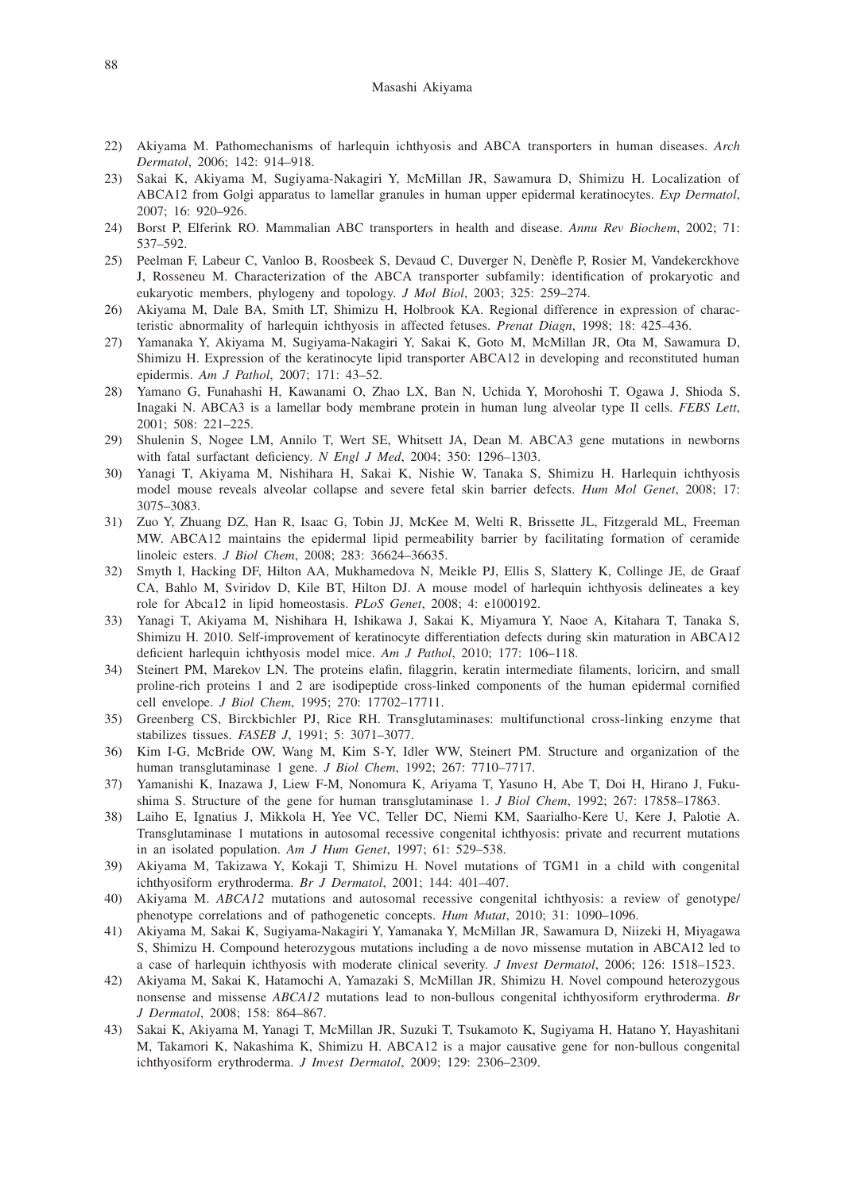22) Akiyama M. Pathomechanisms of harlequin ichthyosis and ABCA transporters in human diseases. *Arch Dermatol*, 2006; 142: 914–918.
23) Sakai K, Akiyama M, Sugiyama-Nakagiri Y, McMillan JR, Sawamura D, Shimizu H. Localization of ABCA12 from Golgi apparatus to lamellar granules in human upper epidermal keratinocytes. *Exp Dermatol*, 2007; 16: 920–926.
24) Borst P, Elferink RO. Mammalian ABC transporters in health and disease. *Annu Rev Biochem*, 2002; 71: 537–592.
25) Peelman F, Labeur C, Vanloo B, Roosbeek S, Devaud C, Duverger N, Denèfle P, Rosier M, Vandekerckhove J, Rosseneu M. Characterization of the ABCA transporter subfamily: identification of prokaryotic and eukaryotic members, phylogeny and topology. *J Mol Biol*, 2003; 325: 259–274.
26) Akiyama M, Dale BA, Smith LT, Shimizu H, Holbrook KA. Regional difference in expression of characteristic abnormality of harlequin ichthyosis in affected fetuses. *Prenat Diagn*, 1998; 18: 425–436.
27) Yamanaka Y, Akiyama M, Sugiyama-Nakagiri Y, Sakai K, Goto M, McMillan JR, Ota M, Sawamura D, Shimizu H. Expression of the keratinocyte lipid transporter ABCA12 in developing and reconstituted human epidermis. *Am J Pathol*, 2007; 171: 43–52.
28) Yamano G, Funahashi H, Kawanami O, Zhao LX, Ban N, Uchida Y, Morohoshi T, Ogawa J, Shioda S, Inagaki N. ABCA3 is a lamellar body membrane protein in human lung alveolar type II cells. *FEBS Lett*, 2001; 508: 221–225.
29) Shulenin S, Nogee LM, Annilo T, Wert SE, Whitsett JA, Dean M. ABCA3 gene mutations in newborns with fatal surfactant deficiency. *N Engl J Med*, 2004; 350: 1296–1303.
30) Yanagi T, Akiyama M, Nishihara H, Sakai K, Nishie W, Tanaka S, Shimizu H. Harlequin ichthyosis model mouse reveals alveolar collapse and severe fetal skin barrier defects. *Hum Mol Genet*, 2008; 17: 3075–3083.
31) Zuo Y, Zhuang DZ, Han R, Isaac G, Tobin JJ, McKee M, Welti R, Brissette JL, Fitzgerald ML, Freeman MW. ABCA12 maintains the epidermal lipid permeability barrier by facilitating formation of ceramide linoleic esters. *J Biol Chem*, 2008; 283: 36624–36635.
32) Smyth I, Hacking DF, Hilton AA, Mukhamedova N, Meikle PJ, Ellis S, Slattery K, Collinge JE, de Graaf CA, Bahlo M, Sviridov D, Kile BT, Hilton DJ. A mouse model of harlequin ichthyosis delineates a key role for Abca12 in lipid homeostasis. *PLoS Genet*, 2008; 4: e1000192.
33) Yanagi T, Akiyama M, Nishihara H, Ishikawa J, Sakai K, Miyamura Y, Naoe A, Kitahara T, Tanaka S, Shimizu H. 2010. Self-improvement of keratinocyte differentiation defects during skin maturation in ABCA12 deficient harlequin ichthyosis model mice. *Am J Pathol*, 2010; 177: 106–118.
34) Steinert PM, Marekov LN. The proteins elafin, filaggrin, keratin intermediate filaments, loricirn, and small proline-rich proteins 1 and 2 are isodipeptide cross-linked components of the human epidermal cornified cell envelope. *J Biol Chem*, 1995; 270: 17702–17711.
35) Greenberg CS, Birckbichler PJ, Rice RH. Transglutaminases: multifunctional cross-linking enzyme that stabilizes tissues. *FASEB J*, 1991; 5: 3071–3077.
36) Kim I-G, McBride OW, Wang M, Kim S-Y, Idler WW, Steinert PM. Structure and organization of the human transglutaminase 1 gene. *J Biol Chem*, 1992; 267: 7710–7717.
37) Yamanishi K, Inazawa J, Liew F-M, Nonomura K, Ariyama T, Yasuno H, Abe T, Doi H, Hirano J, Fukushima S. Structure of the gene for human transglutaminase 1. *J Biol Chem*, 1992; 267: 17858–17863.
38) Laiho E, Ignatius J, Mikkola H, Yee VC, Teller DC, Niemi KM, Saarialho-Kere U, Kere J, Palotie A. Transglutaminase 1 mutations in autosomal recessive congenital ichthyosis: private and recurrent mutations in an isolated population. *Am J Hum Genet*, 1997; 61: 529–538.
39) Akiyama M, Takizawa Y, Kokaji T, Shimizu H. Novel mutations of TGM1 in a child with congenital ichthyosiform erythroderma. *Br J Dermatol*, 2001; 144: 401–407.
40) Akiyama M. *ABCA12* mutations and autosomal recessive congenital ichthyosis: a review of genotype/phenotype correlations and of pathogenetic concepts. *Hum Mutat*, 2010; 31: 1090–1096.
41) Akiyama M, Sakai K, Sugiyama-Nakagiri Y, Yamanaka Y, McMillan JR, Sawamura D, Niizeki H, Miyagawa S, Shimizu H. Compound heterozygous mutations including a de novo missense mutation in ABCA12 led to a case of harlequin ichthyosis with moderate clinical severity. *J Invest Dermatol*, 2006; 126: 1518–1523.
42) Akiyama M, Sakai K, Hatamochi A, Yamazaki S, McMillan JR, Shimizu H. Novel compound heterozygous nonsense and missense *ABCA12* mutations lead to non-bullous congenital ichthyosiform erythroderma. *Br J Dermatol*, 2008; 158: 864–867.
43) Sakai K, Akiyama M, Yanagi T, McMillan JR, Suzuki T, Tsukamoto K, Sugiyama H, Hatano Y, Hayashitani M, Takamori K, Nakashima K, Shimizu H. ABCA12 is a major causative gene for non-bullous congenital ichthyosiform erythroderma. *J Invest Dermatol*, 2009; 129: 2306–2309.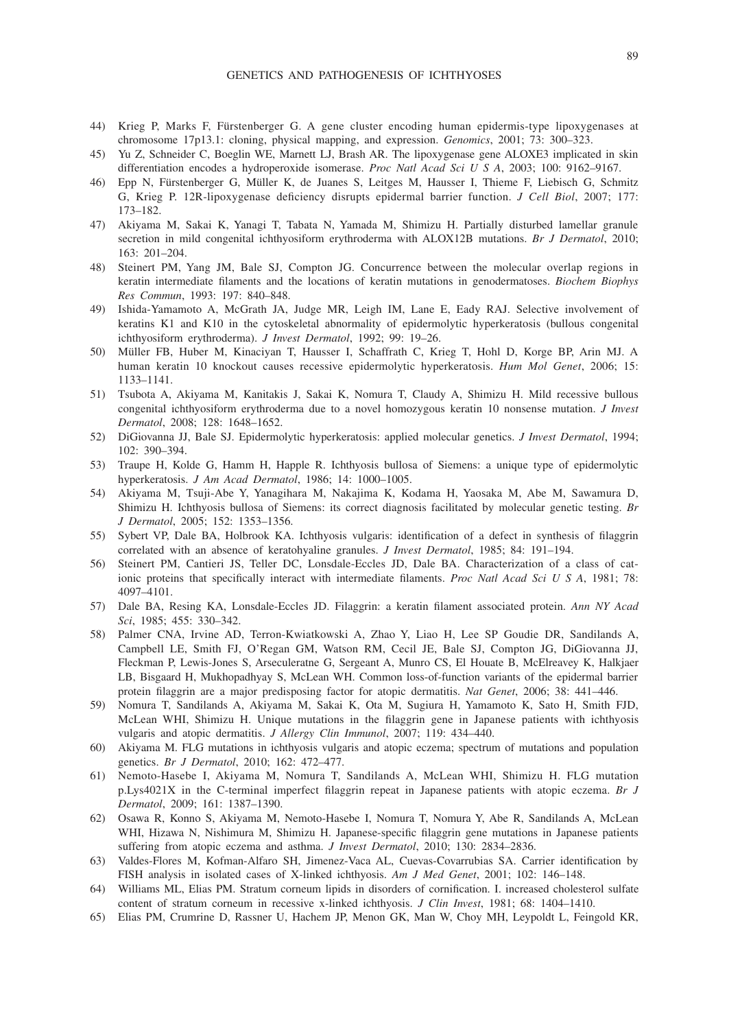44) Krieg P, Marks F, Fürstenberger G. A gene cluster encoding human epidermis-type lipoxygenases at chromosome 17p13.1: cloning, physical mapping, and expression. *Genomics*, 2001; 73: 300–323.
45) Yu Z, Schneider C, Boeglin WE, Marnett LJ, Brash AR. The lipoxygenase gene ALOXE3 implicated in skin differentiation encodes a hydroperoxide isomerase. *Proc Natl Acad Sci U S A*, 2003; 100: 9162–9167.
46) Epp N, Fürstenberger G, Müller K, de Juanes S, Leitges M, Hausser I, Thieme F, Liebisch G, Schmitz G, Krieg P. 12R-lipoxygenase deficiency disrupts epidermal barrier function. *J Cell Biol*, 2007; 177: 173–182.
47) Akiyama M, Sakai K, Yanagi T, Tabata N, Yamada M, Shimizu H. Partially disturbed lamellar granule secretion in mild congenital ichthyosiform erythroderma with ALOX12B mutations. *Br J Dermatol*, 2010; 163: 201–204.
48) Steinert PM, Yang JM, Bale SJ, Compton JG. Concurrence between the molecular overlap regions in keratin intermediate filaments and the locations of keratin mutations in genodermatoses. *Biochem Biophys Res Commun*, 1993: 197: 840–848.
49) Ishida-Yamamoto A, McGrath JA, Judge MR, Leigh IM, Lane E, Eady RAJ. Selective involvement of keratins K1 and K10 in the cytoskeletal abnormality of epidermolytic hyperkeratosis (bullous congenital ichthyosiform erythroderma). *J Invest Dermatol*, 1992; 99: 19–26.
50) Müller FB, Huber M, Kinaciyan T, Hausser I, Schaffrath C, Krieg T, Hohl D, Korge BP, Arin MJ. A human keratin 10 knockout causes recessive epidermolytic hyperkeratosis. *Hum Mol Genet*, 2006; 15: 1133–1141.
51) Tsubota A, Akiyama M, Kanitakis J, Sakai K, Nomura T, Claudy A, Shimizu H. Mild recessive bullous congenital ichthyosiform erythroderma due to a novel homozygous keratin 10 nonsense mutation. *J Invest Dermatol*, 2008; 128: 1648–1652.
52) DiGiovanna JJ, Bale SJ. Epidermolytic hyperkeratosis: applied molecular genetics. *J Invest Dermatol*, 1994; 102: 390–394.
53) Traupe H, Kolde G, Hamm H, Happle R. Ichthyosis bullosa of Siemens: a unique type of epidermolytic hyperkeratosis. *J Am Acad Dermatol*, 1986; 14: 1000–1005.
54) Akiyama M, Tsuji-Abe Y, Yanagihara M, Nakajima K, Kodama H, Yaosaka M, Abe M, Sawamura D, Shimizu H. Ichthyosis bullosa of Siemens: its correct diagnosis facilitated by molecular genetic testing. *Br J Dermatol*, 2005; 152: 1353–1356.
55) Sybert VP, Dale BA, Holbrook KA. Ichthyosis vulgaris: identification of a defect in synthesis of filaggrin correlated with an absence of keratohyaline granules. *J Invest Dermatol*, 1985; 84: 191–194.
56) Steinert PM, Cantieri JS, Teller DC, Lonsdale-Eccles JD, Dale BA. Characterization of a class of cationic proteins that specifically interact with intermediate filaments. *Proc Natl Acad Sci U S A*, 1981; 78: 4097–4101.
57) Dale BA, Resing KA, Lonsdale-Eccles JD. Filaggrin: a keratin filament associated protein. *Ann NY Acad Sci*, 1985; 455: 330–342.
58) Palmer CNA, Irvine AD, Terron-Kwiatkowski A, Zhao Y, Liao H, Lee SP Goudie DR, Sandilands A, Campbell LE, Smith FJ, O'Regan GM, Watson RM, Cecil JE, Bale SJ, Compton JG, DiGiovanna JJ, Fleckman P, Lewis-Jones S, Arseculeratne G, Sergeant A, Munro CS, El Houate B, McElreavey K, Halkjaer LB, Bisgaard H, Mukhopadhyay S, McLean WH. Common loss-of-function variants of the epidermal barrier protein filaggrin are a major predisposing factor for atopic dermatitis. *Nat Genet*, 2006; 38: 441–446.
59) Nomura T, Sandilands A, Akiyama M, Sakai K, Ota M, Sugiura H, Yamamoto K, Sato H, Smith FJD, McLean WHI, Shimizu H. Unique mutations in the filaggrin gene in Japanese patients with ichthyosis vulgaris and atopic dermatitis. *J Allergy Clin Immunol*, 2007; 119: 434–440.
60) Akiyama M. FLG mutations in ichthyosis vulgaris and atopic eczema; spectrum of mutations and population genetics. *Br J Dermatol*, 2010; 162: 472–477.
61) Nemoto-Hasebe I, Akiyama M, Nomura T, Sandilands A, McLean WHI, Shimizu H. FLG mutation p.Lys4021X in the C-terminal imperfect filaggrin repeat in Japanese patients with atopic eczema. *Br J Dermatol*, 2009; 161: 1387–1390.
62) Osawa R, Konno S, Akiyama M, Nemoto-Hasebe I, Nomura T, Nomura Y, Abe R, Sandilands A, McLean WHI, Hizawa N, Nishimura M, Shimizu H. Japanese-specific filaggrin gene mutations in Japanese patients suffering from atopic eczema and asthma. *J Invest Dermatol*, 2010; 130: 2834–2836.
63) Valdes-Flores M, Kofman-Alfaro SH, Jimenez-Vaca AL, Cuevas-Covarrubias SA. Carrier identification by FISH analysis in isolated cases of X-linked ichthyosis. *Am J Med Genet*, 2001; 102: 146–148.
64) Williams ML, Elias PM. Stratum corneum lipids in disorders of cornification. I. increased cholesterol sulfate content of stratum corneum in recessive x-linked ichthyosis. *J Clin Invest*, 1981; 68: 1404–1410.
65) Elias PM, Crumrine D, Rassner U, Hachem JP, Menon GK, Man W, Choy MH, Leypoldt L, Feingold KR,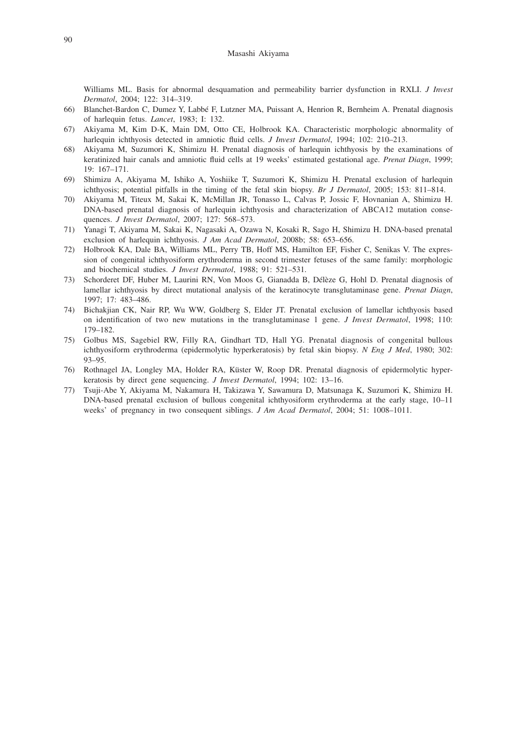Williams ML. Basis for abnormal desquamation and permeability barrier dysfunction in RXLI. *J Invest Dermatol*, 2004; 122: 314–319.

66) Blanchet-Bardon C, Dumez Y, Labbé F, Lutzner MA, Puissant A, Henrion R, Bernheim A. Prenatal diagnosis of harlequin fetus. *Lancet*, 1983; I: 132.

67) Akiyama M, Kim D-K, Main DM, Otto CE, Holbrook KA. Characteristic morphologic abnormality of harlequin ichthyosis detected in amniotic fluid cells. *J Invest Dermatol*, 1994; 102: 210–213.

68) Akiyama M, Suzumori K, Shimizu H. Prenatal diagnosis of harlequin ichthyosis by the examinations of keratinized hair canals and amniotic fluid cells at 19 weeks' estimated gestational age. *Prenat Diagn*, 1999; 19: 167–171.

69) Shimizu A, Akiyama M, Ishiko A, Yoshiike T, Suzumori K, Shimizu H. Prenatal exclusion of harlequin ichthyosis; potential pitfalls in the timing of the fetal skin biopsy. *Br J Dermatol*, 2005; 153: 811–814.

70) Akiyama M, Titeux M, Sakai K, McMillan JR, Tonasso L, Calvas P, Jossic F, Hovnanian A, Shimizu H. DNA-based prenatal diagnosis of harlequin ichthyosis and characterization of ABCA12 mutation consequences. *J Invest Dermatol*, 2007; 127: 568–573.

71) Yanagi T, Akiyama M, Sakai K, Nagasaki A, Ozawa N, Kosaki R, Sago H, Shimizu H. DNA-based prenatal exclusion of harlequin ichthyosis. *J Am Acad Dermatol*, 2008b; 58: 653–656.

72) Holbrook KA, Dale BA, Williams ML, Perry TB, Hoff MS, Hamilton EF, Fisher C, Senikas V. The expression of congenital ichthyosiform erythroderma in second trimester fetuses of the same family: morphologic and biochemical studies. *J Invest Dermatol*, 1988; 91: 521–531.

73) Schorderet DF, Huber M, Laurini RN, Von Moos G, Gianadda B, Délèze G, Hohl D. Prenatal diagnosis of lamellar ichthyosis by direct mutational analysis of the keratinocyte transglutaminase gene. *Prenat Diagn*, 1997; 17: 483–486.

74) Bichakjian CK, Nair RP, Wu WW, Goldberg S, Elder JT. Prenatal exclusion of lamellar ichthyosis based on identification of two new mutations in the transglutaminase 1 gene. *J Invest Dermatol*, 1998; 110: 179–182.

75) Golbus MS, Sagebiel RW, Filly RA, Gindhart TD, Hall YG. Prenatal diagnosis of congenital bullous ichthyosiform erythroderma (epidermolytic hyperkeratosis) by fetal skin biopsy. *N Eng J Med*, 1980; 302: 93–95.

76) Rothnagel JA, Longley MA, Holder RA, Küster W, Roop DR. Prenatal diagnosis of epidermolytic hyperkeratosis by direct gene sequencing. *J Invest Dermatol*, 1994; 102: 13–16.

77) Tsuji-Abe Y, Akiyama M, Nakamura H, Takizawa Y, Sawamura D, Matsunaga K, Suzumori K, Shimizu H. DNA-based prenatal exclusion of bullous congenital ichthyosiform erythroderma at the early stage, 10–11 weeks' of pregnancy in two consequent siblings. *J Am Acad Dermatol*, 2004; 51: 1008–1011.